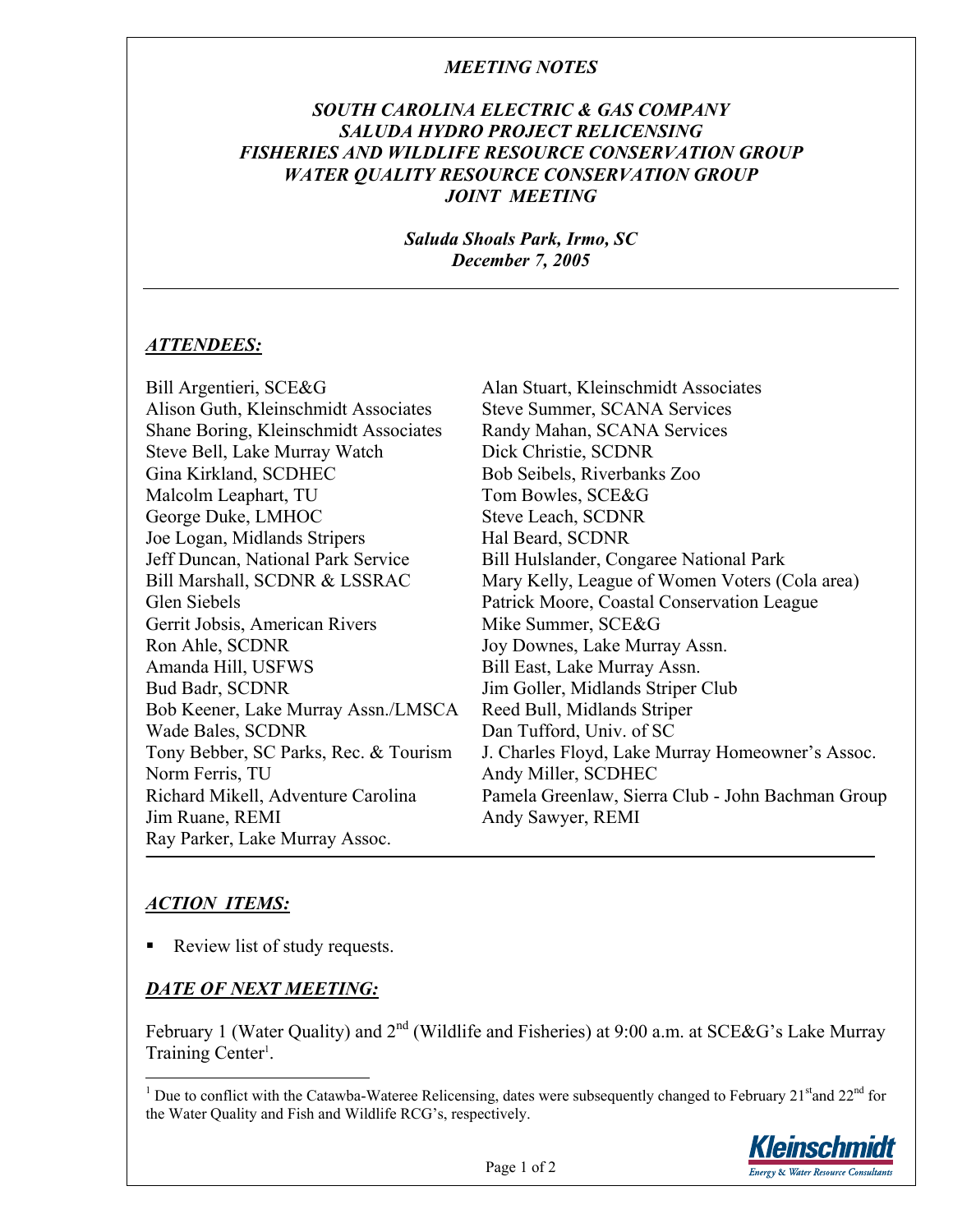*MEETING NOTES*

# *SOUTH CAROLINA ELECTRIC & GAS COMPANY*
# *SALUDA HYDRO PROJECT RELICENSING*
# *FISHERIES AND WILDLIFE RESOURCE CONSERVATION GROUP*
# *WATER QUALITY RESOURCE CONSERVATION GROUP*
# *JOINT MEETING*

***Saluda Shoals Park, Irmo, SC***
***December 7, 2005***

---

## *ATTENDEES:*

Bill Argentieri, SCE&G
Alison Guth, Kleinschmidt Associates
Shane Boring, Kleinschmidt Associates
Steve Bell, Lake Murray Watch
Gina Kirkland, SCDHEC
Malcolm Leaphart, TU
George Duke, LMHOC
Joe Logan, Midlands Stripers
Jeff Duncan, National Park Service
Bill Marshall, SCDNR & LSSRAC
Glen Siebels
Gerrit Jobsis, American Rivers
Ron Ahle, SCDNR
Amanda Hill, USFWS
Bud Badr, SCDNR
Bob Keener, Lake Murray Assn./LMSCA
Wade Bales, SCDNR
Tony Bebber, SC Parks, Rec. & Tourism
Norm Ferris, TU
Richard Mikell, Adventure Carolina
Jim Ruane, REMI
Ray Parker, Lake Murray Assoc.
Alan Stuart, Kleinschmidt Associates
Steve Summer, SCANA Services
Randy Mahan, SCANA Services
Dick Christie, SCDNR
Bob Seibels, Riverbanks Zoo
Tom Bowles, SCE&G
Steve Leach, SCDNR
Hal Beard, SCDNR
Bill Hulslander, Congaree National Park
Mary Kelly, League of Women Voters (Cola area)
Patrick Moore, Coastal Conservation League
Mike Summer, SCE&G
Joy Downes, Lake Murray Assn.
Bill East, Lake Murray Assn.
Jim Goller, Midlands Striper Club
Reed Bull, Midlands Striper
Dan Tufford, Univ. of SC
J. Charles Floyd, Lake Murray Homeowner's Assoc.
Andy Miller, SCDHEC
Pamela Greenlaw, Sierra Club - John Bachman Group
Andy Sawyer, REMI

---

## *ACTION ITEMS:*

- Review list of study requests.

## *DATE OF NEXT MEETING:*

February 1 (Water Quality) and 2nd (Wildlife and Fisheries) at 9:00 a.m. at SCE&G's Lake Murray Training Center[1].

[1] Due to conflict with the Catawba-Wateree Relicensing, dates were subsequently changed to February 21st and 22nd for the Water Quality and Fish and Wildlife RCG's, respectively.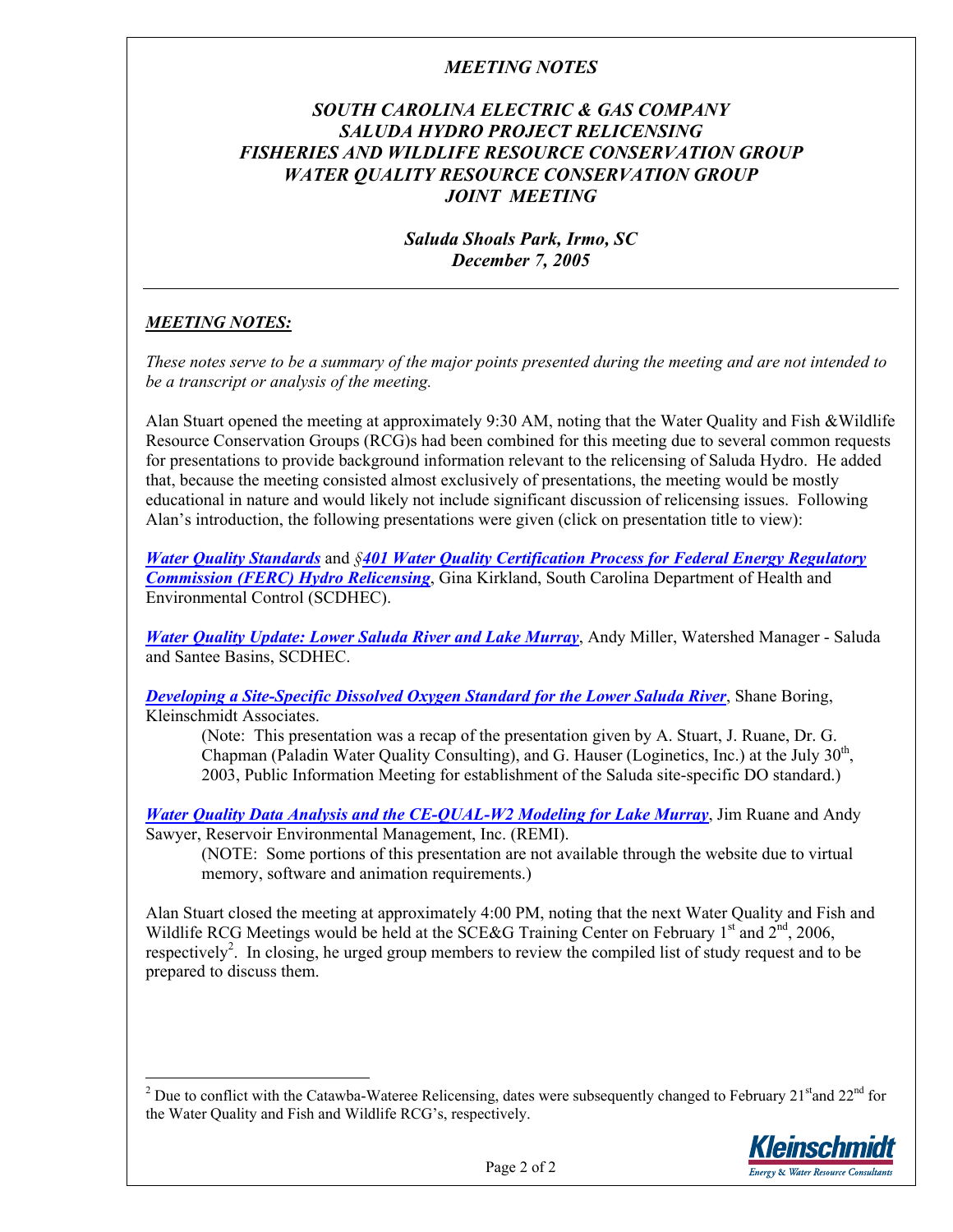# *MEETING NOTES*

## *SOUTH CAROLINA ELECTRIC & GAS COMPANY*
## *SALUDA HYDRO PROJECT RELICENSING*
## *FISHERIES AND WILDLIFE RESOURCE CONSERVATION GROUP*
## *WATER QUALITY RESOURCE CONSERVATION GROUP*
## *JOINT MEETING*

***Saluda Shoals Park, Irmo, SC***
***December 7, 2005***

---

***MEETING NOTES:***

*These notes serve to be a summary of the major points presented during the meeting and are not intended to be a transcript or analysis of the meeting.*

Alan Stuart opened the meeting at approximately 9:30 AM, noting that the Water Quality and Fish &Wildlife Resource Conservation Groups (RCG)s had been combined for this meeting due to several common requests for presentations to provide background information relevant to the relicensing of Saluda Hydro. He added that, because the meeting consisted almost exclusively of presentations, the meeting would be mostly educational in nature and would likely not include significant discussion of relicensing issues. Following Alan's introduction, the following presentations were given (click on presentation title to view):

***Water Quality Standards*** and *§**401 Water Quality Certification Process for Federal Energy Regulatory Commission (FERC) Hydro Relicensing***, Gina Kirkland, South Carolina Department of Health and Environmental Control (SCDHEC).

***Water Quality Update: Lower Saluda River and Lake Murray***, Andy Miller, Watershed Manager - Saluda and Santee Basins, SCDHEC.

***Developing a Site-Specific Dissolved Oxygen Standard for the Lower Saluda River***, Shane Boring, Kleinschmidt Associates.

> (Note: This presentation was a recap of the presentation given by A. Stuart, J. Ruane, Dr. G. Chapman (Paladin Water Quality Consulting), and G. Hauser (Loginetics, Inc.) at the July 30th, 2003, Public Information Meeting for establishment of the Saluda site-specific DO standard.)

***Water Quality Data Analysis and the CE-QUAL-W2 Modeling for Lake Murray***, Jim Ruane and Andy Sawyer, Reservoir Environmental Management, Inc. (REMI).

> (NOTE: Some portions of this presentation are not available through the website due to virtual memory, software and animation requirements.)

Alan Stuart closed the meeting at approximately 4:00 PM, noting that the next Water Quality and Fish and Wildlife RCG Meetings would be held at the SCE&G Training Center on February 1st and 2nd, 2006, respectively[2]. In closing, he urged group members to review the compiled list of study request and to be prepared to discuss them.

---

[2] Due to conflict with the Catawba-Wateree Relicensing, dates were subsequently changed to February 21st and 22nd for the Water Quality and Fish and Wildlife RCG's, respectively.